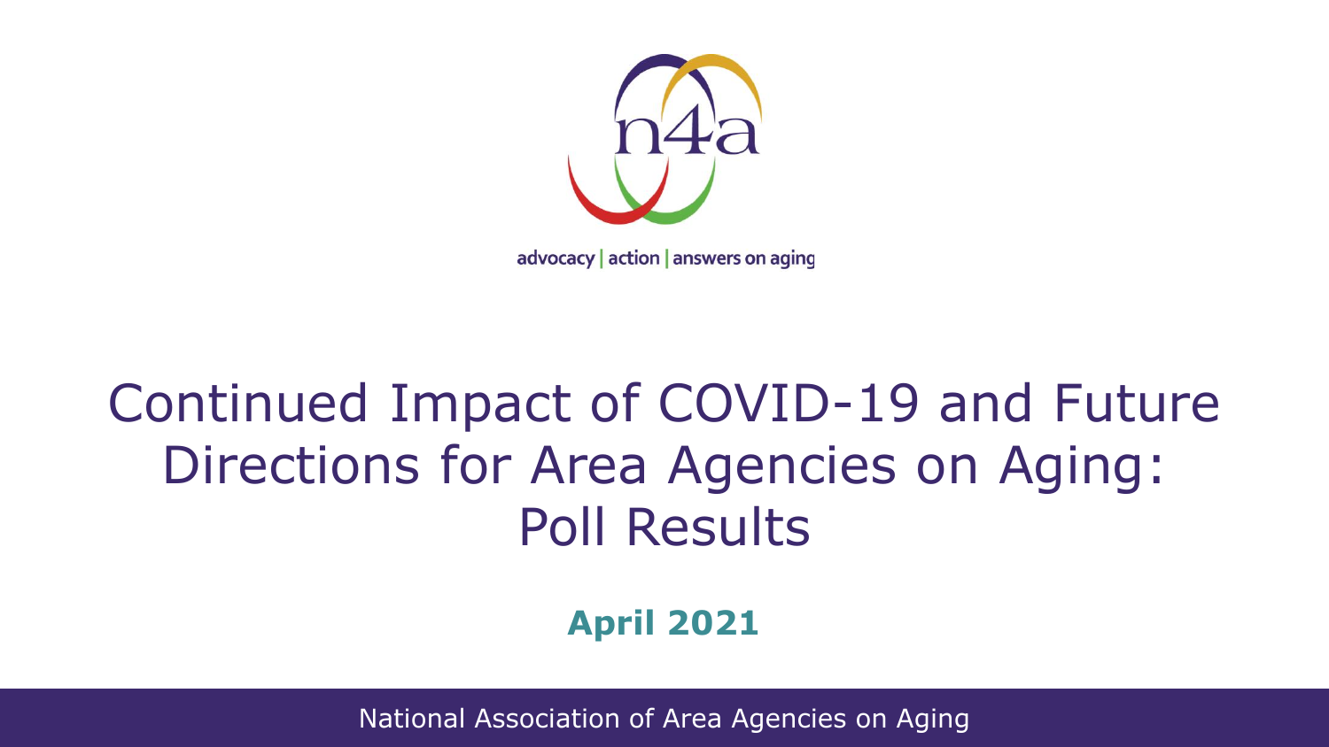n4a

advocacy | action | answers on aging

# Continued Impact of COVID-19 and Future Directions for Area Agencies on Aging: Poll Results

**April 2021**

National Association of Area Agencies on Aging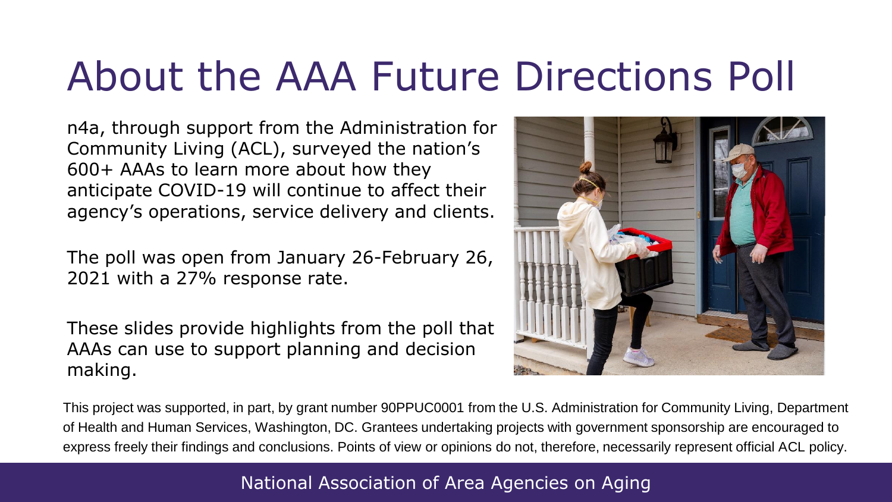# About the AAA Future Directions Poll

n4a, through support from the Administration for Community Living (ACL), surveyed the nation's 600+ AAAs to learn more about how they anticipate COVID-19 will continue to affect their agency's operations, service delivery and clients.

The poll was open from January 26-February 26, 2021 with a 27% response rate.

These slides provide highlights from the poll that AAAs can use to support planning and decision making.

This project was supported, in part, by grant number 90PPUC0001 from the U.S. Administration for Community Living, Department of Health and Human Services, Washington, DC. Grantees undertaking projects with government sponsorship are encouraged to express freely their findings and conclusions. Points of view or opinions do not, therefore, necessarily represent official ACL policy.

National Association of Area Agencies on Aging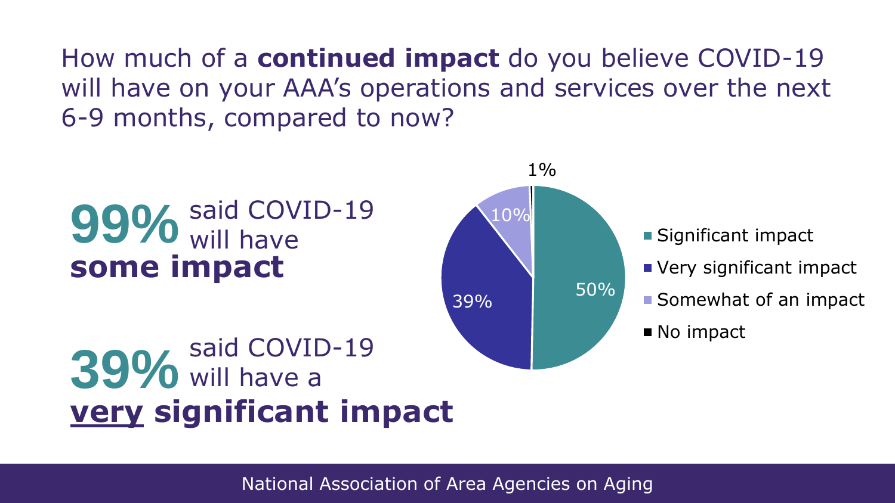# How much of a **continued impact** do you believe COVID-19 will have on your AAA's operations and services over the next 6-9 months, compared to now?

**99%** said COVID-19 will have **some impact**

**39%** said COVID-19 will have a **<u>very</u> significant impact**

| Response | Percentage |
| --- | --- |
| Significant impact | 50% |
| Very significant impact | 39% |
| Somewhat of an impact | 10% |
| No impact | 1% |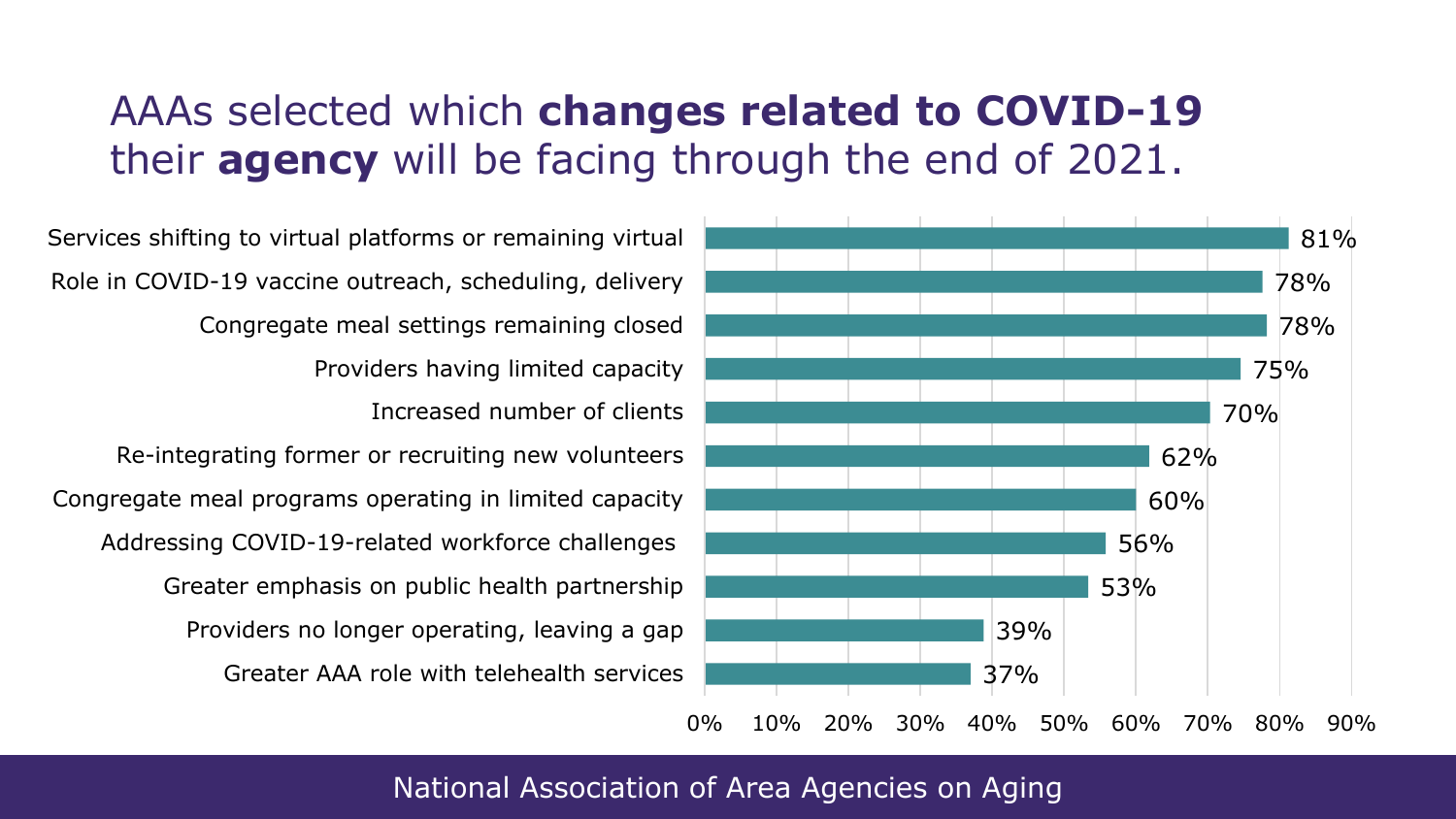# AAAs selected which **changes related to COVID-19** their **agency** will be facing through the end of 2021.

| Change | Percentage |
| --- | --- |
| Services shifting to virtual platforms or remaining virtual | 81% |
| Role in COVID-19 vaccine outreach, scheduling, delivery | 78% |
| Congregate meal settings remaining closed | 78% |
| Providers having limited capacity | 75% |
| Increased number of clients | 70% |
| Re-integrating former or recruiting new volunteers | 62% |
| Congregate meal programs operating in limited capacity | 60% |
| Addressing COVID-19-related workforce challenges | 56% |
| Greater emphasis on public health partnership | 53% |
| Providers no longer operating, leaving a gap | 39% |
| Greater AAA role with telehealth services | 37% |

National Association of Area Agencies on Aging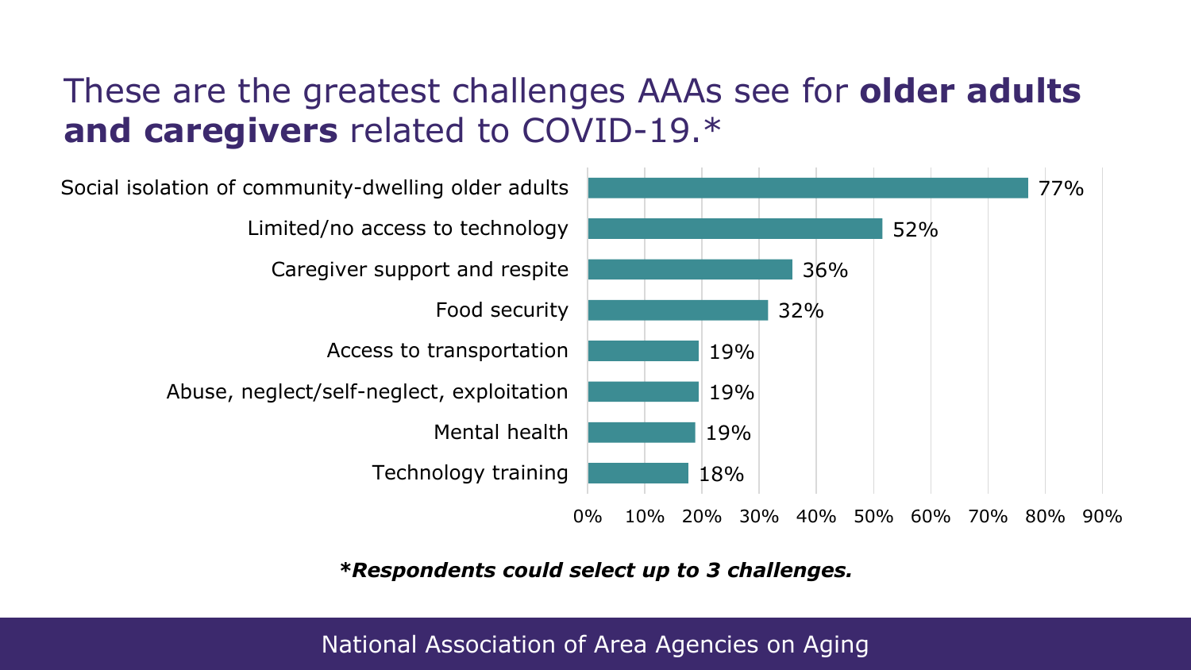# These are the greatest challenges AAAs see for **older adults and caregivers** related to COVID-19.*

| Challenge | Percentage |
| --- | --- |
| Social isolation of community-dwelling older adults | 77% |
| Limited/no access to technology | 52% |
| Caregiver support and respite | 36% |
| Food security | 32% |
| Access to transportation | 19% |
| Abuse, neglect/self-neglect, exploitation | 19% |
| Mental health | 19% |
| Technology training | 18% |

***Respondents could select up to 3 challenges.***

National Association of Area Agencies on Aging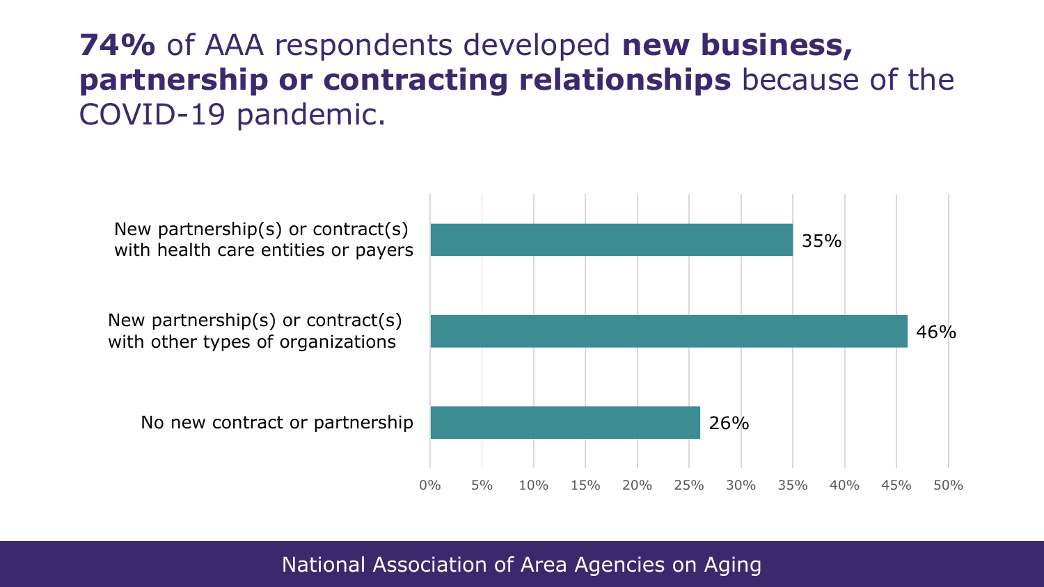# **74%** of AAA respondents developed **new business, partnership or contracting relationships** because of the COVID-19 pandemic.

| Category | Percentage |
| --- | --- |
| New partnership(s) or contract(s) with health care entities or payers | 35% |
| New partnership(s) or contract(s) with other types of organizations | 46% |
| No new contract or partnership | 26% |

National Association of Area Agencies on Aging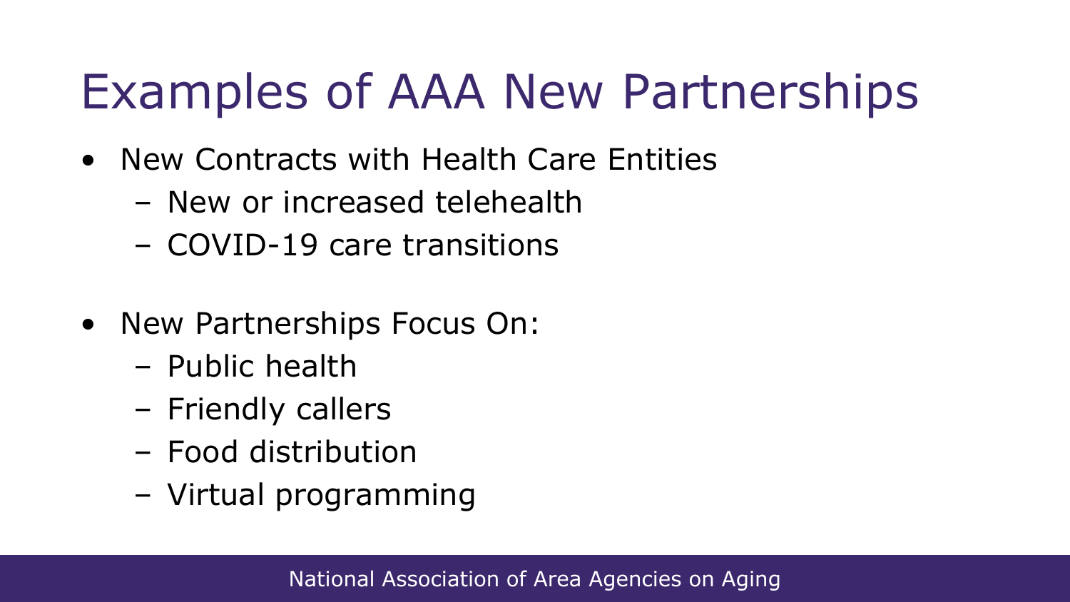# Examples of AAA New Partnerships

- New Contracts with Health Care Entities
  - New or increased telehealth
  - COVID-19 care transitions

- New Partnerships Focus On:
  - Public health
  - Friendly callers
  - Food distribution
  - Virtual programming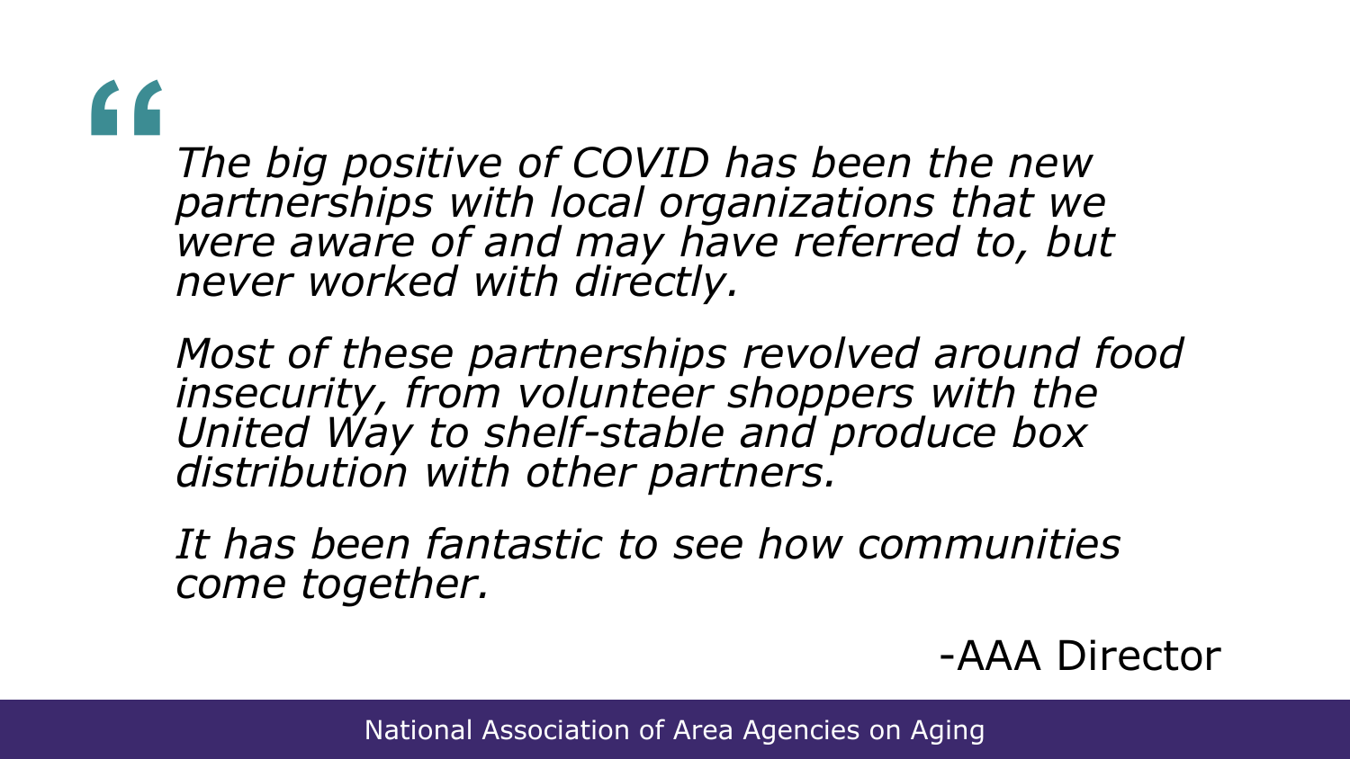> *The big positive of COVID has been the new partnerships with local organizations that we were aware of and may have referred to, but never worked with directly.*
>
> *Most of these partnerships revolved around food insecurity, from volunteer shoppers with the United Way to shelf-stable and produce box distribution with other partners.*
>
> *It has been fantastic to see how communities come together.*

-AAA Director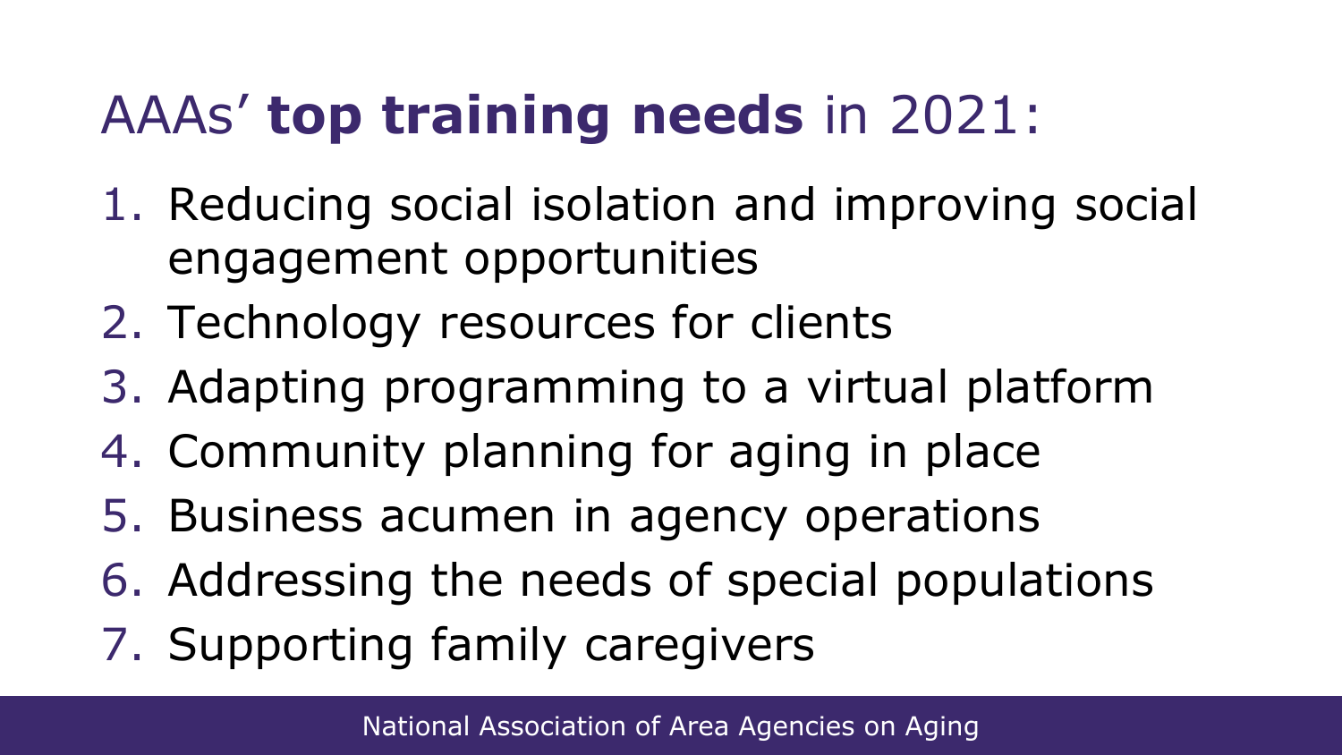# AAAs’ **top training needs** in 2021:

1. Reducing social isolation and improving social engagement opportunities
2. Technology resources for clients
3. Adapting programming to a virtual platform
4. Community planning for aging in place
5. Business acumen in agency operations
6. Addressing the needs of special populations
7. Supporting family caregivers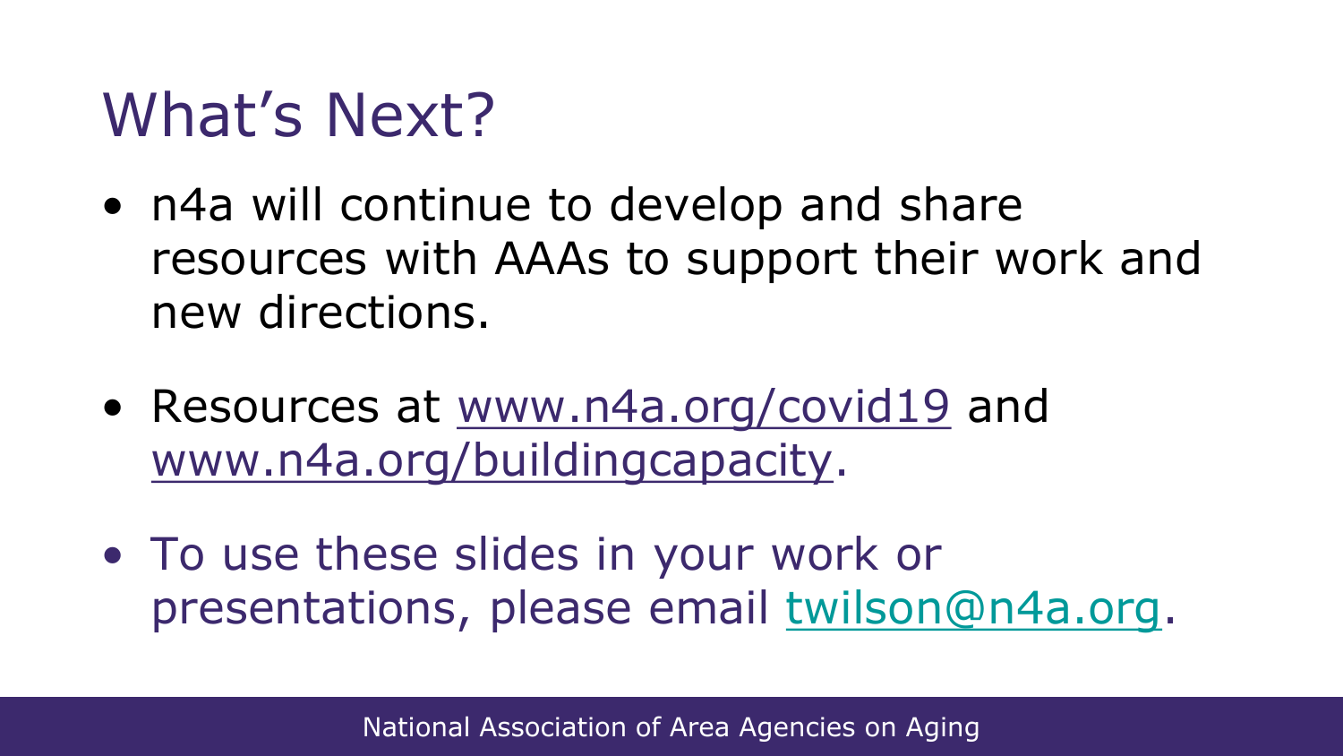# What's Next?

- n4a will continue to develop and share resources with AAAs to support their work and new directions.
- Resources at www.n4a.org/covid19 and www.n4a.org/buildingcapacity.
- To use these slides in your work or presentations, please email twilson@n4a.org.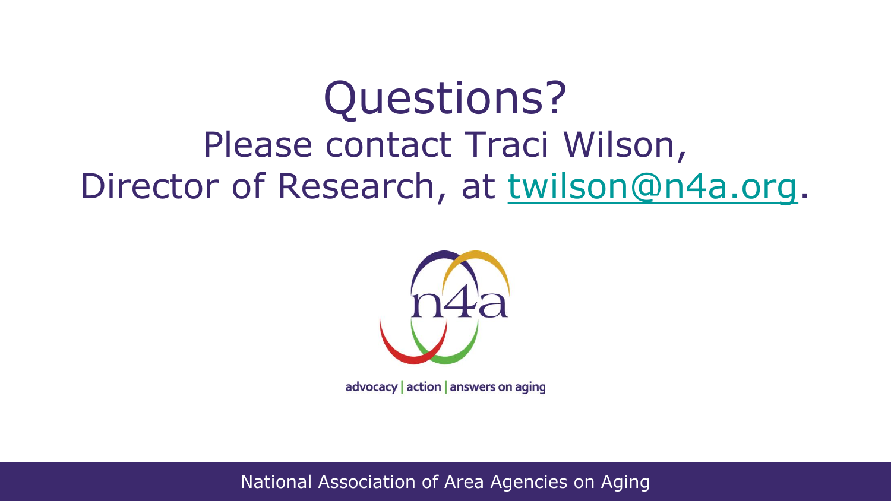# Questions?

## Please contact Traci Wilson, Director of Research, at twilson@n4a.org.

n4a

advocacy | action | answers on aging

National Association of Area Agencies on Aging